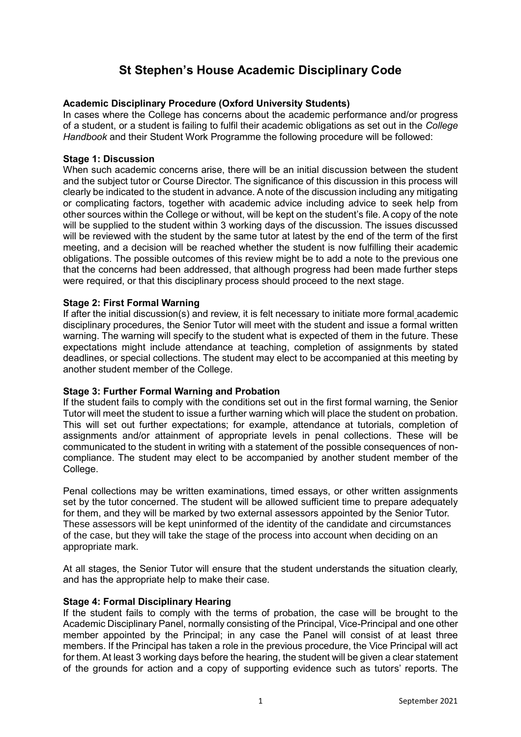# St Stephen's House Academic Disciplinary Code

**Academic Disciplinary Procedure (Oxford University Students)**

In cases where the College has concerns about the academic performance and/or progress of a student, or a student is failing to fulfil their academic obligations as set out in the *College Handbook* and their Student Work Programme the following procedure will be followed:

**Stage 1: Discussion**

When such academic concerns arise, there will be an initial discussion between the student and the subject tutor or Course Director. The significance of this discussion in this process will clearly be indicated to the student in advance. A note of the discussion including any mitigating or complicating factors, together with academic advice including advice to seek help from other sources within the College or without, will be kept on the student's file. A copy of the note will be supplied to the student within 3 working days of the discussion. The issues discussed will be reviewed with the student by the same tutor at latest by the end of the term of the first meeting, and a decision will be reached whether the student is now fulfilling their academic obligations. The possible outcomes of this review might be to add a note to the previous one that the concerns had been addressed, that although progress had been made further steps were required, or that this disciplinary process should proceed to the next stage.

**Stage 2: First Formal Warning**

If after the initial discussion(s) and review, it is felt necessary to initiate more formal academic disciplinary procedures, the Senior Tutor will meet with the student and issue a formal written warning. The warning will specify to the student what is expected of them in the future. These expectations might include attendance at teaching, completion of assignments by stated deadlines, or special collections. The student may elect to be accompanied at this meeting by another student member of the College.

**Stage 3: Further Formal Warning and Probation**

If the student fails to comply with the conditions set out in the first formal warning, the Senior Tutor will meet the student to issue a further warning which will place the student on probation. This will set out further expectations; for example, attendance at tutorials, completion of assignments and/or attainment of appropriate levels in penal collections. These will be communicated to the student in writing with a statement of the possible consequences of non-compliance. The student may elect to be accompanied by another student member of the College.

Penal collections may be written examinations, timed essays, or other written assignments set by the tutor concerned. The student will be allowed sufficient time to prepare adequately for them, and they will be marked by two external assessors appointed by the Senior Tutor. These assessors will be kept uninformed of the identity of the candidate and circumstances of the case, but they will take the stage of the process into account when deciding on an appropriate mark.

At all stages, the Senior Tutor will ensure that the student understands the situation clearly, and has the appropriate help to make their case.

**Stage 4: Formal Disciplinary Hearing**

If the student fails to comply with the terms of probation, the case will be brought to the Academic Disciplinary Panel, normally consisting of the Principal, Vice-Principal and one other member appointed by the Principal; in any case the Panel will consist of at least three members. If the Principal has taken a role in the previous procedure, the Vice Principal will act for them. At least 3 working days before the hearing, the student will be given a clear statement of the grounds for action and a copy of supporting evidence such as tutors' reports. The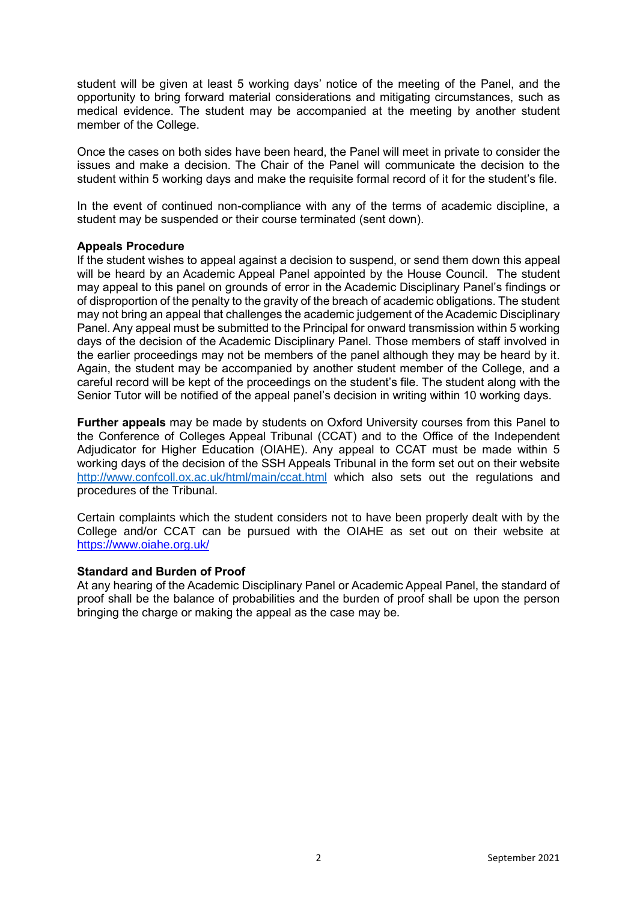student will be given at least 5 working days' notice of the meeting of the Panel, and the opportunity to bring forward material considerations and mitigating circumstances, such as medical evidence. The student may be accompanied at the meeting by another student member of the College.

Once the cases on both sides have been heard, the Panel will meet in private to consider the issues and make a decision. The Chair of the Panel will communicate the decision to the student within 5 working days and make the requisite formal record of it for the student's file.

In the event of continued non-compliance with any of the terms of academic discipline, a student may be suspended or their course terminated (sent down).

**Appeals Procedure**

If the student wishes to appeal against a decision to suspend, or send them down this appeal will be heard by an Academic Appeal Panel appointed by the House Council. The student may appeal to this panel on grounds of error in the Academic Disciplinary Panel's findings or of disproportion of the penalty to the gravity of the breach of academic obligations. The student may not bring an appeal that challenges the academic judgement of the Academic Disciplinary Panel. Any appeal must be submitted to the Principal for onward transmission within 5 working days of the decision of the Academic Disciplinary Panel. Those members of staff involved in the earlier proceedings may not be members of the panel although they may be heard by it. Again, the student may be accompanied by another student member of the College, and a careful record will be kept of the proceedings on the student's file. The student along with the Senior Tutor will be notified of the appeal panel's decision in writing within 10 working days.

**Further appeals** may be made by students on Oxford University courses from this Panel to the Conference of Colleges Appeal Tribunal (CCAT) and to the Office of the Independent Adjudicator for Higher Education (OIAHE). Any appeal to CCAT must be made within 5 working days of the decision of the SSH Appeals Tribunal in the form set out on their website http://www.confcoll.ox.ac.uk/html/main/ccat.html which also sets out the regulations and procedures of the Tribunal.

Certain complaints which the student considers not to have been properly dealt with by the College and/or CCAT can be pursued with the OIAHE as set out on their website at https://www.oiahe.org.uk/

**Standard and Burden of Proof**

At any hearing of the Academic Disciplinary Panel or Academic Appeal Panel, the standard of proof shall be the balance of probabilities and the burden of proof shall be upon the person bringing the charge or making the appeal as the case may be.